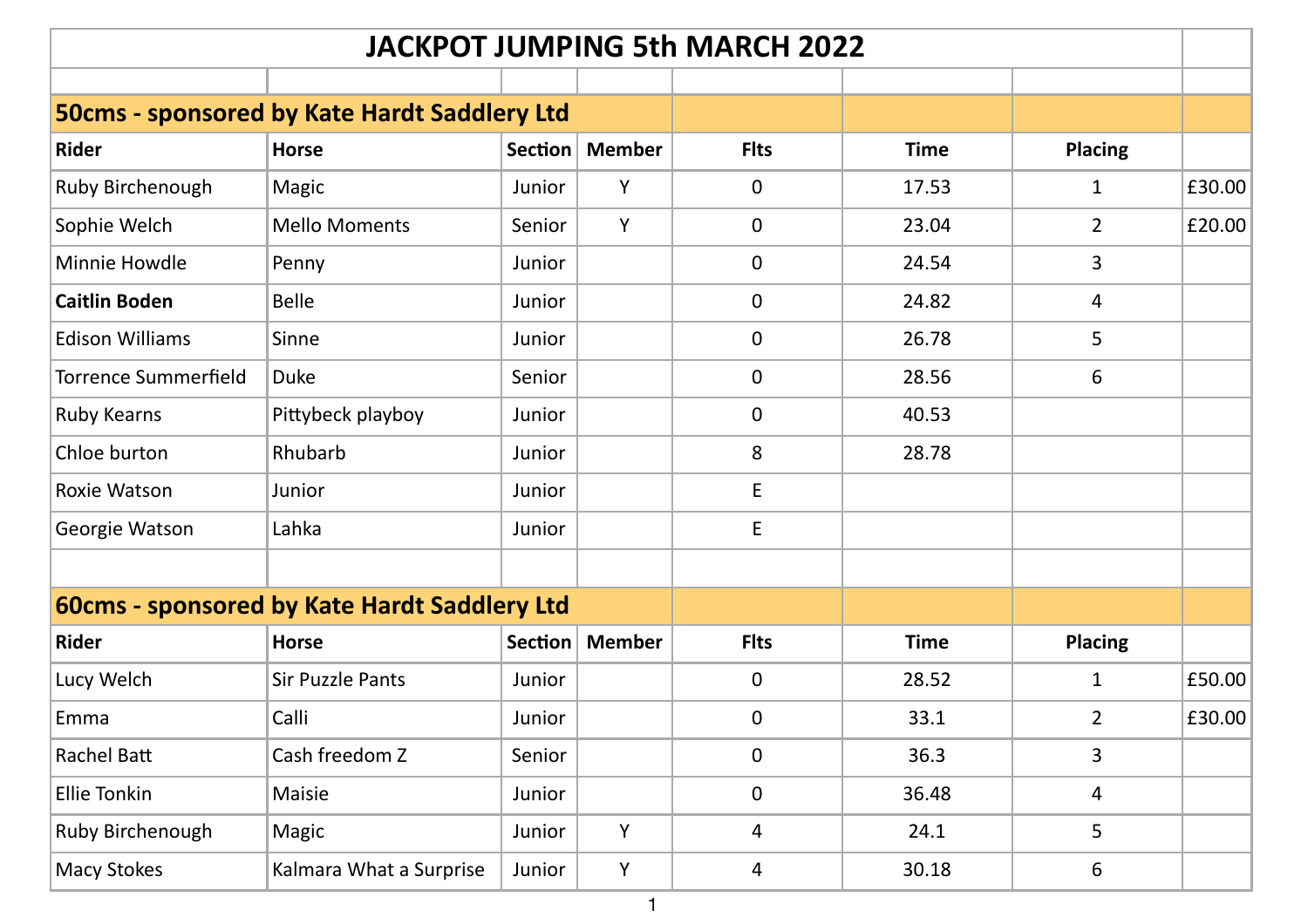# JACKPOT JUMPING 5th MARCH 2022

## 50cms - sponsored by Kate Hardt Saddlery Ltd

| Rider | Horse | Section | Member | Flts | Time | Placing | |
|---|---|---|---|---|---|---|---|
| Ruby Birchenough | Magic | Junior | Y | 0 | 17.53 | 1 | £30.00 |
| Sophie Welch | Mello Moments | Senior | Y | 0 | 23.04 | 2 | £20.00 |
| Minnie Howdle | Penny | Junior | | 0 | 24.54 | 3 | |
| **Caitlin Boden** | Belle | Junior | | 0 | 24.82 | 4 | |
| Edison Williams | Sinne | Junior | | 0 | 26.78 | 5 | |
| Torrence Summerfield | Duke | Senior | | 0 | 28.56 | 6 | |
| Ruby Kearns | Pittybeck playboy | Junior | | 0 | 40.53 | | |
| Chloe burton | Rhubarb | Junior | | 8 | 28.78 | | |
| Roxie Watson | Junior | Junior | | E | | | |
| Georgie Watson | Lahka | Junior | | E | | | |

## 60cms - sponsored by Kate Hardt Saddlery Ltd

| Rider | Horse | Section | Member | Flts | Time | Placing | |
|---|---|---|---|---|---|---|---|
| Lucy Welch | Sir Puzzle Pants | Junior | | 0 | 28.52 | 1 | £50.00 |
| Emma | Calli | Junior | | 0 | 33.1 | 2 | £30.00 |
| Rachel Batt | Cash freedom Z | Senior | | 0 | 36.3 | 3 | |
| Ellie Tonkin | Maisie | Junior | | 0 | 36.48 | 4 | |
| Ruby Birchenough | Magic | Junior | Y | 4 | 24.1 | 5 | |
| Macy Stokes | Kalmara What a Surprise | Junior | Y | 4 | 30.18 | 6 | |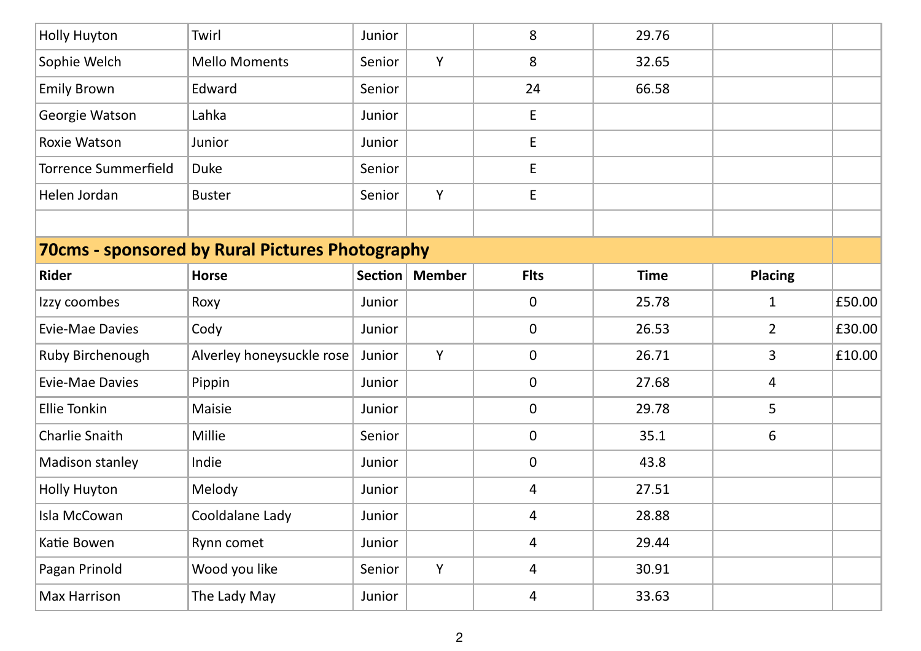| | | | | | | | |
|---|---|---|---|---|---|---|---|
| Holly Huyton | Twirl | Junior | | 8 | 29.76 | | |
| Sophie Welch | Mello Moments | Senior | Y | 8 | 32.65 | | |
| Emily Brown | Edward | Senior | | 24 | 66.58 | | |
| Georgie Watson | Lahka | Junior | | E | | | |
| Roxie Watson | Junior | Junior | | E | | | |
| Torrence Summerfield | Duke | Senior | | E | | | |
| Helen Jordan | Buster | Senior | Y | E | | | |
| | | | | | | | |

## 70cms - sponsored by Rural Pictures Photography

| Rider | Horse | Section | Member | Flts | Time | Placing | |
|---|---|---|---|---|---|---|---|
| Izzy coombes | Roxy | Junior | | 0 | 25.78 | 1 | £50.00 |
| Evie-Mae Davies | Cody | Junior | | 0 | 26.53 | 2 | £30.00 |
| Ruby Birchenough | Alverley honeysuckle rose | Junior | Y | 0 | 26.71 | 3 | £10.00 |
| Evie-Mae Davies | Pippin | Junior | | 0 | 27.68 | 4 | |
| Ellie Tonkin | Maisie | Junior | | 0 | 29.78 | 5 | |
| Charlie Snaith | Millie | Senior | | 0 | 35.1 | 6 | |
| Madison stanley | Indie | Junior | | 0 | 43.8 | | |
| Holly Huyton | Melody | Junior | | 4 | 27.51 | | |
| Isla McCowan | Cooldalane Lady | Junior | | 4 | 28.88 | | |
| Katie Bowen | Rynn comet | Junior | | 4 | 29.44 | | |
| Pagan Prinold | Wood you like | Senior | Y | 4 | 30.91 | | |
| Max Harrison | The Lady May | Junior | | 4 | 33.63 | | |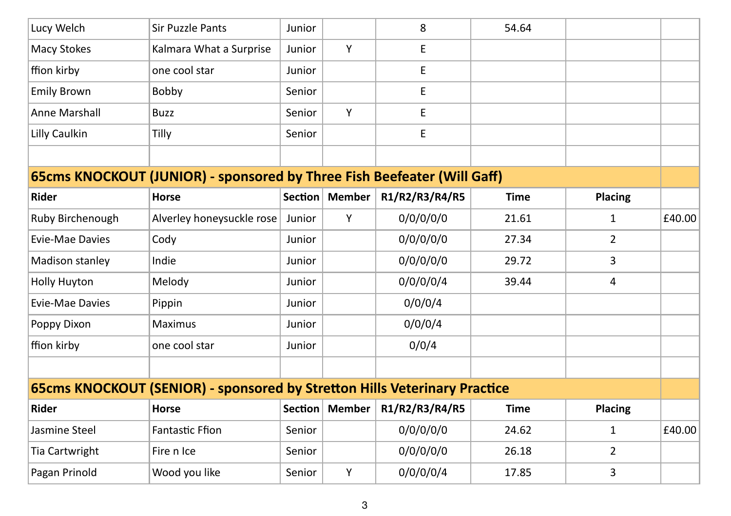| | | | | | | | |
|---|---|---|---|---|---|---|---|
| Lucy Welch | Sir Puzzle Pants | Junior | | 8 | 54.64 | | |
| Macy Stokes | Kalmara What a Surprise | Junior | Y | E | | | |
| ffion kirby | one cool star | Junior | | E | | | |
| Emily Brown | Bobby | Senior | | E | | | |
| Anne Marshall | Buzz | Senior | Y | E | | | |
| Lilly Caulkin | Tilly | Senior | | E | | | |

## 65cms KNOCKOUT (JUNIOR) - sponsored by Three Fish Beefeater (Will Gaff)

| Rider | Horse | Section | Member | R1/R2/R3/R4/R5 | Time | Placing | |
|---|---|---|---|---|---|---|---|
| Ruby Birchenough | Alverley honeysuckle rose | Junior | Y | 0/0/0/0/0 | 21.61 | 1 | £40.00 |
| Evie-Mae Davies | Cody | Junior | | 0/0/0/0/0 | 27.34 | 2 | |
| Madison stanley | Indie | Junior | | 0/0/0/0/0 | 29.72 | 3 | |
| Holly Huyton | Melody | Junior | | 0/0/0/0/4 | 39.44 | 4 | |
| Evie-Mae Davies | Pippin | Junior | | 0/0/0/4 | | | |
| Poppy Dixon | Maximus | Junior | | 0/0/0/4 | | | |
| ffion kirby | one cool star | Junior | | 0/0/4 | | | |

## 65cms KNOCKOUT (SENIOR) - sponsored by Stretton Hills Veterinary Practice

| Rider | Horse | Section | Member | R1/R2/R3/R4/R5 | Time | Placing | |
|---|---|---|---|---|---|---|---|
| Jasmine Steel | Fantastic Ffion | Senior | | 0/0/0/0/0 | 24.62 | 1 | £40.00 |
| Tia Cartwright | Fire n Ice | Senior | | 0/0/0/0/0 | 26.18 | 2 | |
| Pagan Prinold | Wood you like | Senior | Y | 0/0/0/0/4 | 17.85 | 3 | |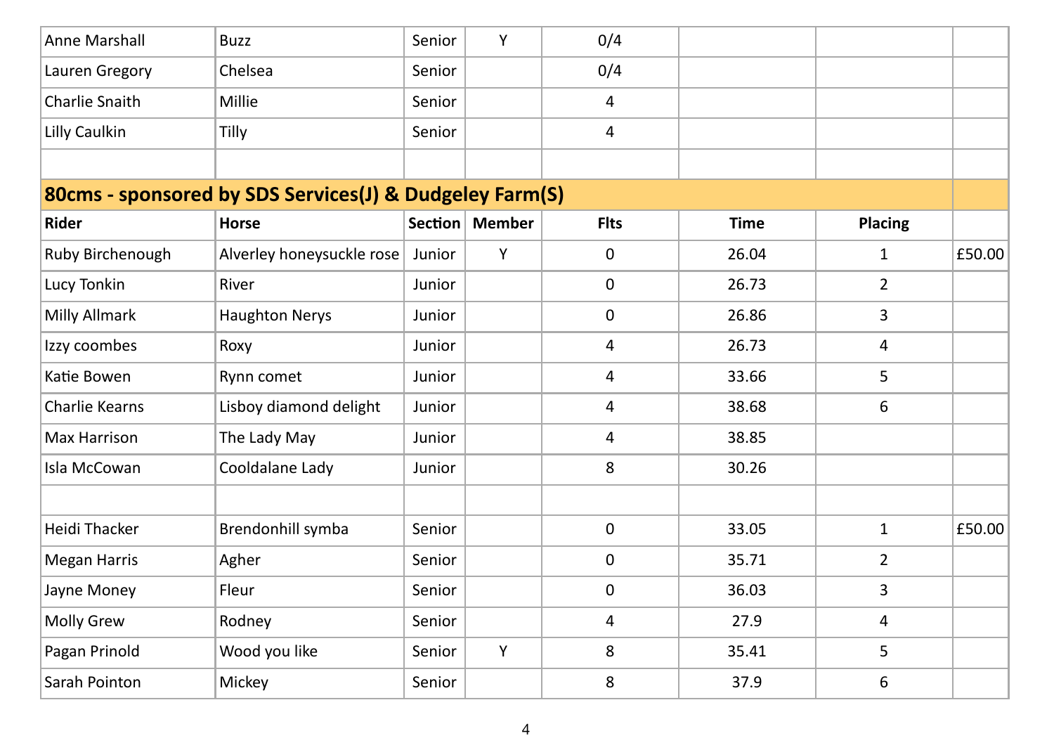| | | | | | | | |
|---|---|---|---|---|---|---|---|
| Anne Marshall | Buzz | Senior | Y | 0/4 | | | |
| Lauren Gregory | Chelsea | Senior | | 0/4 | | | |
| Charlie Snaith | Millie | Senior | | 4 | | | |
| Lilly Caulkin | Tilly | Senior | | 4 | | | |

## 80cms - sponsored by SDS Services(J) & Dudgeley Farm(S)

| Rider | Horse | Section | Member | Flts | Time | Placing | |
|---|---|---|---|---|---|---|---|
| Ruby Birchenough | Alverley honeysuckle rose | Junior | Y | 0 | 26.04 | 1 | £50.00 |
| Lucy Tonkin | River | Junior | | 0 | 26.73 | 2 | |
| Milly Allmark | Haughton Nerys | Junior | | 0 | 26.86 | 3 | |
| Izzy coombes | Roxy | Junior | | 4 | 26.73 | 4 | |
| Katie Bowen | Rynn comet | Junior | | 4 | 33.66 | 5 | |
| Charlie Kearns | Lisboy diamond delight | Junior | | 4 | 38.68 | 6 | |
| Max Harrison | The Lady May | Junior | | 4 | 38.85 | | |
| Isla McCowan | Cooldalane Lady | Junior | | 8 | 30.26 | | |
| | | | | | | | |
| Heidi Thacker | Brendonhill symba | Senior | | 0 | 33.05 | 1 | £50.00 |
| Megan Harris | Agher | Senior | | 0 | 35.71 | 2 | |
| Jayne Money | Fleur | Senior | | 0 | 36.03 | 3 | |
| Molly Grew | Rodney | Senior | | 4 | 27.9 | 4 | |
| Pagan Prinold | Wood you like | Senior | Y | 8 | 35.41 | 5 | |
| Sarah Pointon | Mickey | Senior | | 8 | 37.9 | 6 | |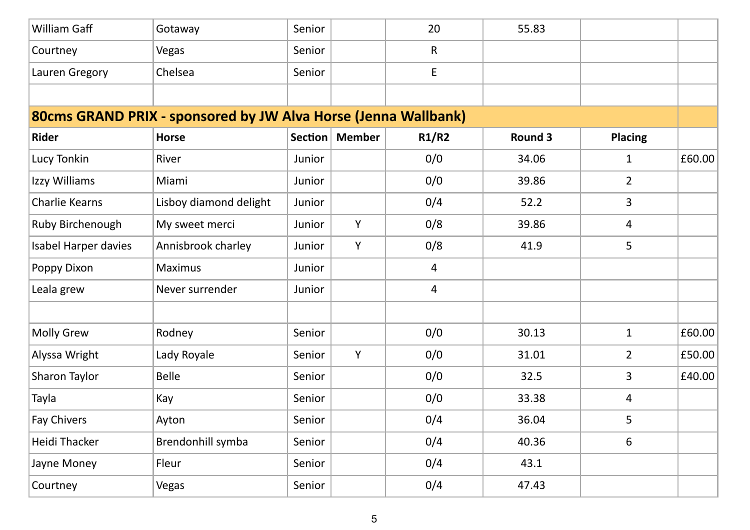| | | | | | | | |
|---|---|---|---|---|---|---|---|
| William Gaff | Gotaway | Senior | | 20 | 55.83 | | |
| Courtney | Vegas | Senior | | R | | | |
| Lauren Gregory | Chelsea | Senior | | E | | | |

## 80cms GRAND PRIX - sponsored by JW Alva Horse (Jenna Wallbank)

| Rider | Horse | Section | Member | R1/R2 | Round 3 | Placing | |
|---|---|---|---|---|---|---|---|
| Lucy Tonkin | River | Junior | | 0/0 | 34.06 | 1 | £60.00 |
| Izzy Williams | Miami | Junior | | 0/0 | 39.86 | 2 | |
| Charlie Kearns | Lisboy diamond delight | Junior | | 0/4 | 52.2 | 3 | |
| Ruby Birchenough | My sweet merci | Junior | Y | 0/8 | 39.86 | 4 | |
| Isabel Harper davies | Annisbrook charley | Junior | Y | 0/8 | 41.9 | 5 | |
| Poppy Dixon | Maximus | Junior | | 4 | | | |
| Leala grew | Never surrender | Junior | | 4 | | | |
| | | | | | | | |
| Molly Grew | Rodney | Senior | | 0/0 | 30.13 | 1 | £60.00 |
| Alyssa Wright | Lady Royale | Senior | Y | 0/0 | 31.01 | 2 | £50.00 |
| Sharon Taylor | Belle | Senior | | 0/0 | 32.5 | 3 | £40.00 |
| Tayla | Kay | Senior | | 0/0 | 33.38 | 4 | |
| Fay Chivers | Ayton | Senior | | 0/4 | 36.04 | 5 | |
| Heidi Thacker | Brendonhill symba | Senior | | 0/4 | 40.36 | 6 | |
| Jayne Money | Fleur | Senior | | 0/4 | 43.1 | | |
| Courtney | Vegas | Senior | | 0/4 | 47.43 | | |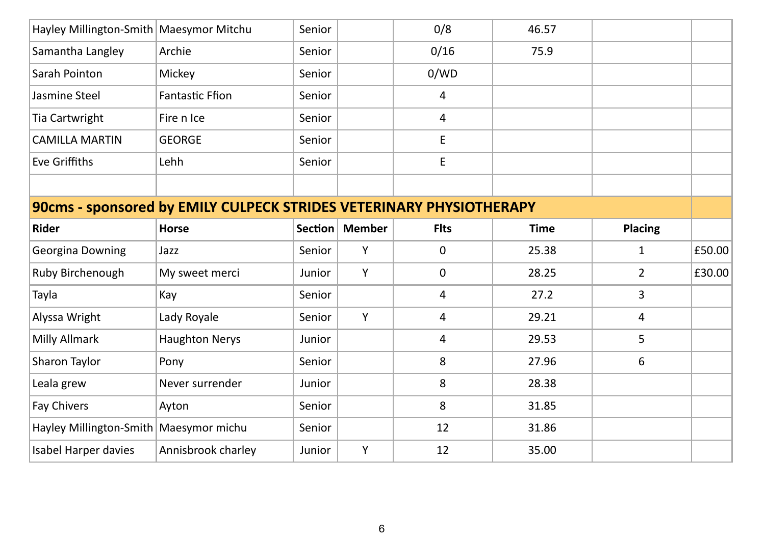| | | | | | | | |
|---|---|---|---|---|---|---|---|
| Hayley Millington-Smith | Maesymor Mitchu | Senior | | 0/8 | 46.57 | | |
| Samantha Langley | Archie | Senior | | 0/16 | 75.9 | | |
| Sarah Pointon | Mickey | Senior | | 0/WD | | | |
| Jasmine Steel | Fantastic Ffion | Senior | | 4 | | | |
| Tia Cartwright | Fire n Ice | Senior | | 4 | | | |
| CAMILLA MARTIN | GEORGE | Senior | | E | | | |
| Eve Griffiths | Lehh | Senior | | E | | | |
| | | | | | | | |

## 90cms - sponsored by EMILY CULPECK STRIDES VETERINARY PHYSIOTHERAPY

| Rider | Horse | Section | Member | Flts | Time | Placing | |
|---|---|---|---|---|---|---|---|
| Georgina Downing | Jazz | Senior | Y | 0 | 25.38 | 1 | £50.00 |
| Ruby Birchenough | My sweet merci | Junior | Y | 0 | 28.25 | 2 | £30.00 |
| Tayla | Kay | Senior | | 4 | 27.2 | 3 | |
| Alyssa Wright | Lady Royale | Senior | Y | 4 | 29.21 | 4 | |
| Milly Allmark | Haughton Nerys | Junior | | 4 | 29.53 | 5 | |
| Sharon Taylor | Pony | Senior | | 8 | 27.96 | 6 | |
| Leala grew | Never surrender | Junior | | 8 | 28.38 | | |
| Fay Chivers | Ayton | Senior | | 8 | 31.85 | | |
| Hayley Millington-Smith | Maesymor michu | Senior | | 12 | 31.86 | | |
| Isabel Harper davies | Annisbrook charley | Junior | Y | 12 | 35.00 | | |